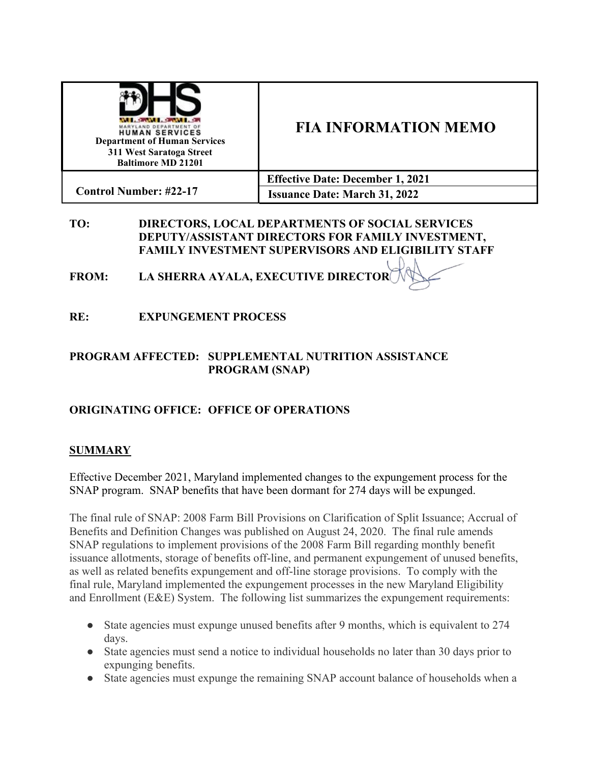| Department of Human Services<br>311 West Saratoga Street<br>Baltimore MD 21201 | **FIA INFORMATION MEMO** |
|---|---|
| **Control Number: #22-17** | **Effective Date: December 1, 2021**<br>**Issuance Date: March 31, 2022** |

**TO:** DIRECTORS, LOCAL DEPARTMENTS OF SOCIAL SERVICES DEPUTY/ASSISTANT DIRECTORS FOR FAMILY INVESTMENT, FAMILY INVESTMENT SUPERVISORS AND ELIGIBILITY STAFF

**FROM:** LA SHERRA AYALA, EXECUTIVE DIRECTOR

**RE:** EXPUNGEMENT PROCESS

**PROGRAM AFFECTED:** SUPPLEMENTAL NUTRITION ASSISTANCE PROGRAM (SNAP)

**ORIGINATING OFFICE:** OFFICE OF OPERATIONS

## SUMMARY

Effective December 2021, Maryland implemented changes to the expungement process for the SNAP program. SNAP benefits that have been dormant for 274 days will be expunged.

The final rule of SNAP: 2008 Farm Bill Provisions on Clarification of Split Issuance; Accrual of Benefits and Definition Changes was published on August 24, 2020. The final rule amends SNAP regulations to implement provisions of the 2008 Farm Bill regarding monthly benefit issuance allotments, storage of benefits off-line, and permanent expungement of unused benefits, as well as related benefits expungement and off-line storage provisions. To comply with the final rule, Maryland implemented the expungement processes in the new Maryland Eligibility and Enrollment (E&E) System. The following list summarizes the expungement requirements:

- State agencies must expunge unused benefits after 9 months, which is equivalent to 274 days.
- State agencies must send a notice to individual households no later than 30 days prior to expunging benefits.
- State agencies must expunge the remaining SNAP account balance of households when a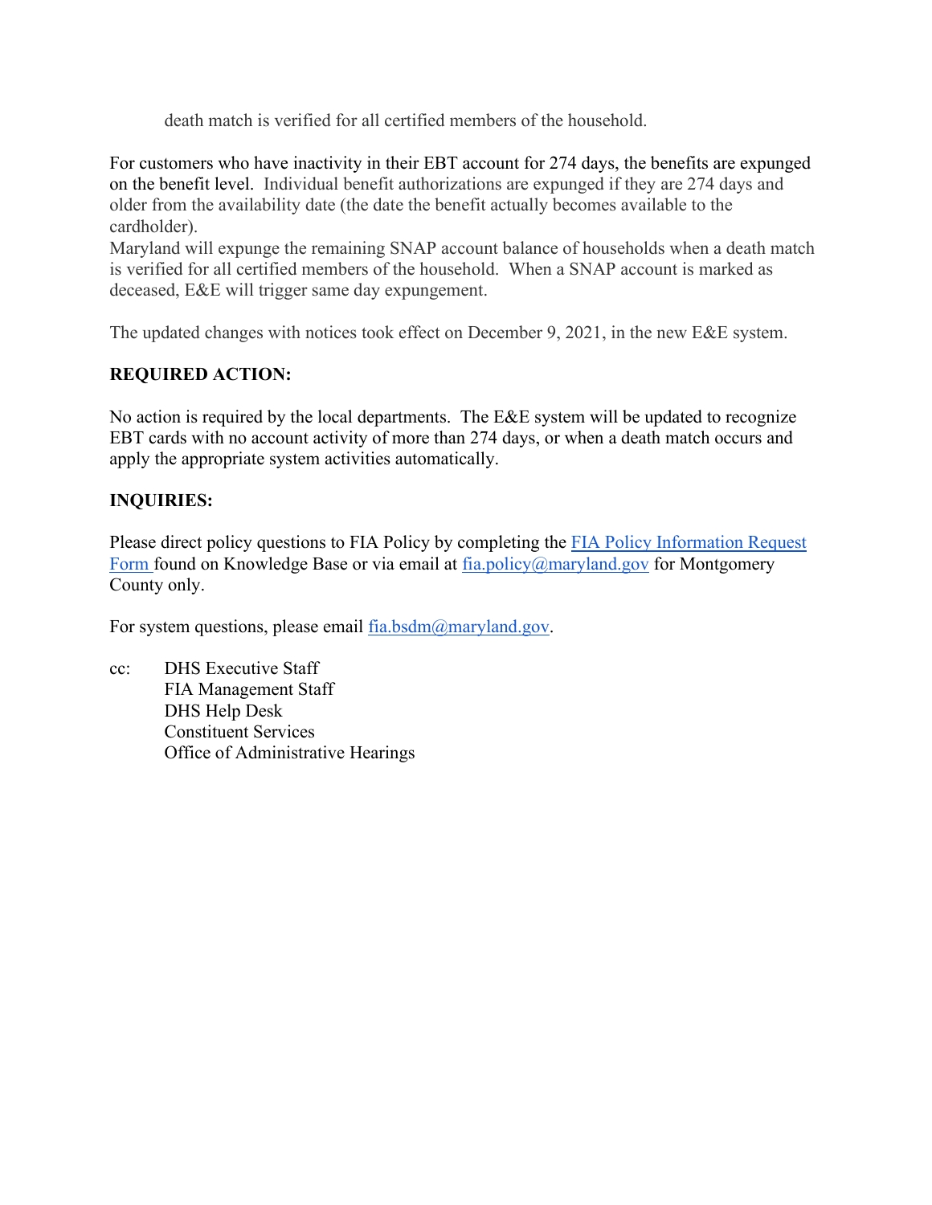death match is verified for all certified members of the household.

For customers who have inactivity in their EBT account for 274 days, the benefits are expunged on the benefit level. Individual benefit authorizations are expunged if they are 274 days and older from the availability date (the date the benefit actually becomes available to the cardholder).
Maryland will expunge the remaining SNAP account balance of households when a death match is verified for all certified members of the household. When a SNAP account is marked as deceased, E&E will trigger same day expungement.

The updated changes with notices took effect on December 9, 2021, in the new E&E system.

**REQUIRED ACTION:**

No action is required by the local departments. The E&E system will be updated to recognize EBT cards with no account activity of more than 274 days, or when a death match occurs and apply the appropriate system activities automatically.

**INQUIRIES:**

Please direct policy questions to FIA Policy by completing the FIA Policy Information Request Form found on Knowledge Base or via email at fia.policy@maryland.gov for Montgomery County only.

For system questions, please email fia.bsdm@maryland.gov.

cc: DHS Executive Staff
FIA Management Staff
DHS Help Desk
Constituent Services
Office of Administrative Hearings